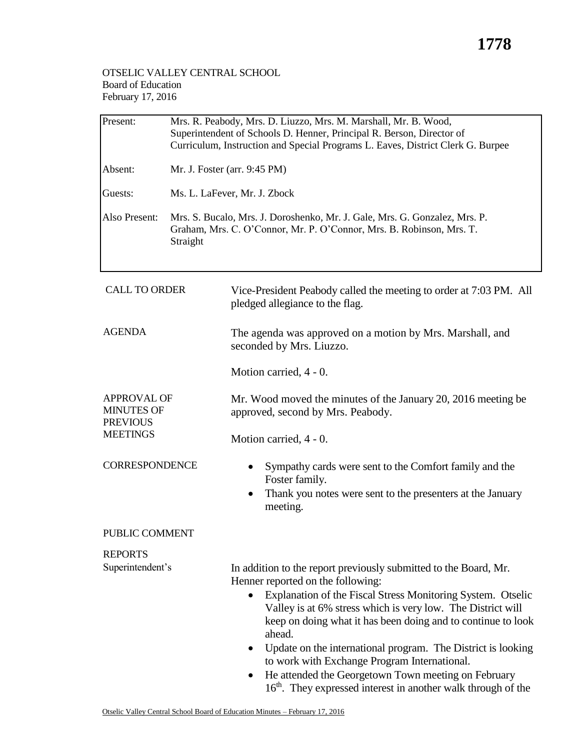OTSELIC VALLEY CENTRAL SCHOOL
Board of Education
February 17, 2016

| | |
|---|---|
| Present: | Mrs. R. Peabody, Mrs. D. Liuzzo, Mrs. M. Marshall, Mr. B. Wood, Superintendent of Schools D. Henner, Principal R. Berson, Director of Curriculum, Instruction and Special Programs L. Eaves, District Clerk G. Burpee |
| Absent: | Mr. J. Foster (arr. 9:45 PM) |
| Guests: | Ms. L. LaFever, Mr. J. Zbock |
| Also Present: | Mrs. S. Bucalo, Mrs. J. Doroshenko, Mr. J. Gale, Mrs. G. Gonzalez, Mrs. P. Graham, Mrs. C. O'Connor, Mr. P. O'Connor, Mrs. B. Robinson, Mrs. T. Straight |

**CALL TO ORDER**

Vice-President Peabody called the meeting to order at 7:03 PM. All pledged allegiance to the flag.

**AGENDA**

The agenda was approved on a motion by Mrs. Marshall, and seconded by Mrs. Liuzzo.

Motion carried, 4 - 0.

**APPROVAL OF MINUTES OF PREVIOUS MEETINGS**

Mr. Wood moved the minutes of the January 20, 2016 meeting be approved, second by Mrs. Peabody.

Motion carried, 4 - 0.

**CORRESPONDENCE**

- Sympathy cards were sent to the Comfort family and the Foster family.
- Thank you notes were sent to the presenters at the January meeting.

**PUBLIC COMMENT**

**REPORTS**

Superintendent's

In addition to the report previously submitted to the Board, Mr. Henner reported on the following:

- Explanation of the Fiscal Stress Monitoring System. Otselic Valley is at 6% stress which is very low. The District will keep on doing what it has been doing and to continue to look ahead.
- Update on the international program. The District is looking to work with Exchange Program International.
- He attended the Georgetown Town meeting on February 16th. They expressed interest in another walk through of the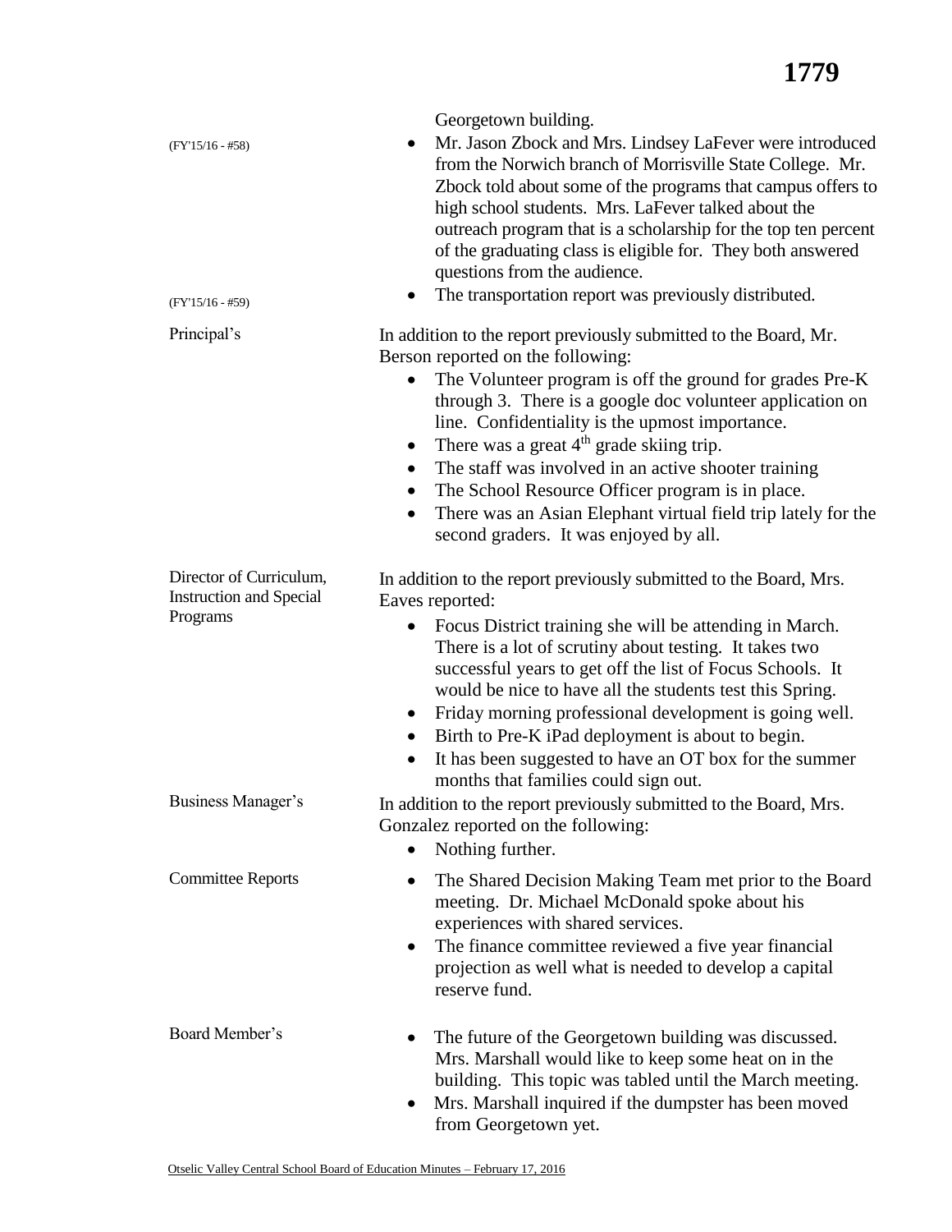Georgetown building.

(FY'15/16 - #58)

- Mr. Jason Zbock and Mrs. Lindsey LaFever were introduced from the Norwich branch of Morrisville State College. Mr. Zbock told about some of the programs that campus offers to high school students. Mrs. LaFever talked about the outreach program that is a scholarship for the top ten percent of the graduating class is eligible for. They both answered questions from the audience.

(FY'15/16 - #59)

- The transportation report was previously distributed.

**Principal's**

In addition to the report previously submitted to the Board, Mr. Berson reported on the following:

- The Volunteer program is off the ground for grades Pre-K through 3. There is a google doc volunteer application on line. Confidentiality is the upmost importance.
- There was a great 4th grade skiing trip.
- The staff was involved in an active shooter training
- The School Resource Officer program is in place.
- There was an Asian Elephant virtual field trip lately for the second graders. It was enjoyed by all.

**Director of Curriculum, Instruction and Special Programs**

In addition to the report previously submitted to the Board, Mrs. Eaves reported:

- Focus District training she will be attending in March. There is a lot of scrutiny about testing. It takes two successful years to get off the list of Focus Schools. It would be nice to have all the students test this Spring.
- Friday morning professional development is going well.
- Birth to Pre-K iPad deployment is about to begin.
- It has been suggested to have an OT box for the summer months that families could sign out.

**Business Manager's**

In addition to the report previously submitted to the Board, Mrs. Gonzalez reported on the following:

- Nothing further.

**Committee Reports**

- The Shared Decision Making Team met prior to the Board meeting. Dr. Michael McDonald spoke about his experiences with shared services.
- The finance committee reviewed a five year financial projection as well what is needed to develop a capital reserve fund.

**Board Member's**

- The future of the Georgetown building was discussed. Mrs. Marshall would like to keep some heat on in the building. This topic was tabled until the March meeting.
- Mrs. Marshall inquired if the dumpster has been moved from Georgetown yet.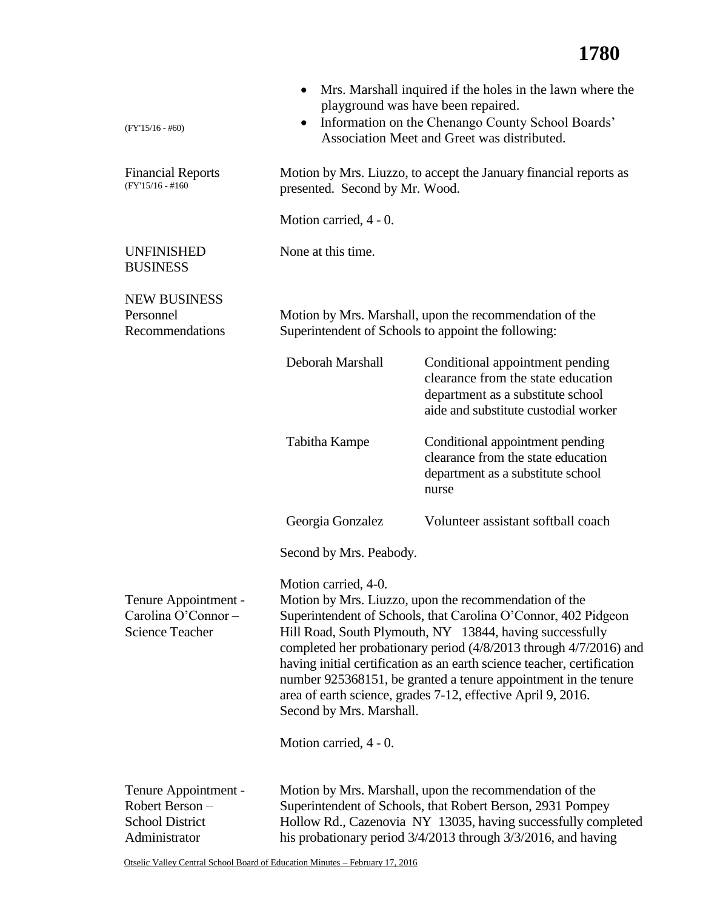(FY'15/16 - #60)

- Mrs. Marshall inquired if the holes in the lawn where the playground was have been repaired.
- Information on the Chenango County School Boards' Association Meet and Greet was distributed.

**Financial Reports** (FY'15/16 - #160)

Motion by Mrs. Liuzzo, to accept the January financial reports as presented. Second by Mr. Wood.

Motion carried, 4 - 0.

**UNFINISHED BUSINESS**

None at this time.

**NEW BUSINESS**

**Personnel Recommendations**

Motion by Mrs. Marshall, upon the recommendation of the Superintendent of Schools to appoint the following:

| | |
|---|---|
| Deborah Marshall | Conditional appointment pending clearance from the state education department as a substitute school aide and substitute custodial worker |
| Tabitha Kampe | Conditional appointment pending clearance from the state education department as a substitute school nurse |
| Georgia Gonzalez | Volunteer assistant softball coach |

Second by Mrs. Peabody.

Motion carried, 4-0.

**Tenure Appointment - Carolina O'Connor – Science Teacher**

Motion by Mrs. Liuzzo, upon the recommendation of the Superintendent of Schools, that Carolina O'Connor, 402 Pidgeon Hill Road, South Plymouth, NY 13844, having successfully completed her probationary period (4/8/2013 through 4/7/2016) and having initial certification as an earth science teacher, certification number 925368151, be granted a tenure appointment in the tenure area of earth science, grades 7-12, effective April 9, 2016. Second by Mrs. Marshall.

Motion carried, 4 - 0.

**Tenure Appointment - Robert Berson – School District Administrator**

Motion by Mrs. Marshall, upon the recommendation of the Superintendent of Schools, that Robert Berson, 2931 Pompey Hollow Rd., Cazenovia NY 13035, having successfully completed his probationary period 3/4/2013 through 3/3/2016, and having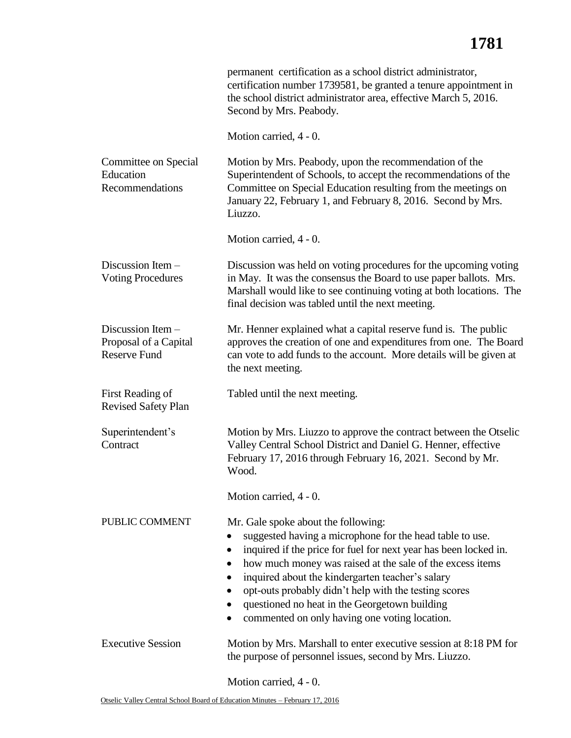permanent certification as a school district administrator, certification number 1739581, be granted a tenure appointment in the school district administrator area, effective March 5, 2016. Second by Mrs. Peabody.

Motion carried, 4 - 0.

**Committee on Special Education Recommendations**

Motion by Mrs. Peabody, upon the recommendation of the Superintendent of Schools, to accept the recommendations of the Committee on Special Education resulting from the meetings on January 22, February 1, and February 8, 2016. Second by Mrs. Liuzzo.

Motion carried, 4 - 0.

**Discussion Item – Voting Procedures**

Discussion was held on voting procedures for the upcoming voting in May. It was the consensus the Board to use paper ballots. Mrs. Marshall would like to see continuing voting at both locations. The final decision was tabled until the next meeting.

**Discussion Item – Proposal of a Capital Reserve Fund**

Mr. Henner explained what a capital reserve fund is. The public approves the creation of one and expenditures from one. The Board can vote to add funds to the account. More details will be given at the next meeting.

**First Reading of Revised Safety Plan**

Tabled until the next meeting.

**Superintendent's Contract**

Motion by Mrs. Liuzzo to approve the contract between the Otselic Valley Central School District and Daniel G. Henner, effective February 17, 2016 through February 16, 2021. Second by Mr. Wood.

Motion carried, 4 - 0.

**PUBLIC COMMENT**

Mr. Gale spoke about the following:

- suggested having a microphone for the head table to use.
- inquired if the price for fuel for next year has been locked in.
- how much money was raised at the sale of the excess items
- inquired about the kindergarten teacher's salary
- opt-outs probably didn't help with the testing scores
- questioned no heat in the Georgetown building
- commented on only having one voting location.

**Executive Session**

Motion by Mrs. Marshall to enter executive session at 8:18 PM for the purpose of personnel issues, second by Mrs. Liuzzo.

Motion carried, 4 - 0.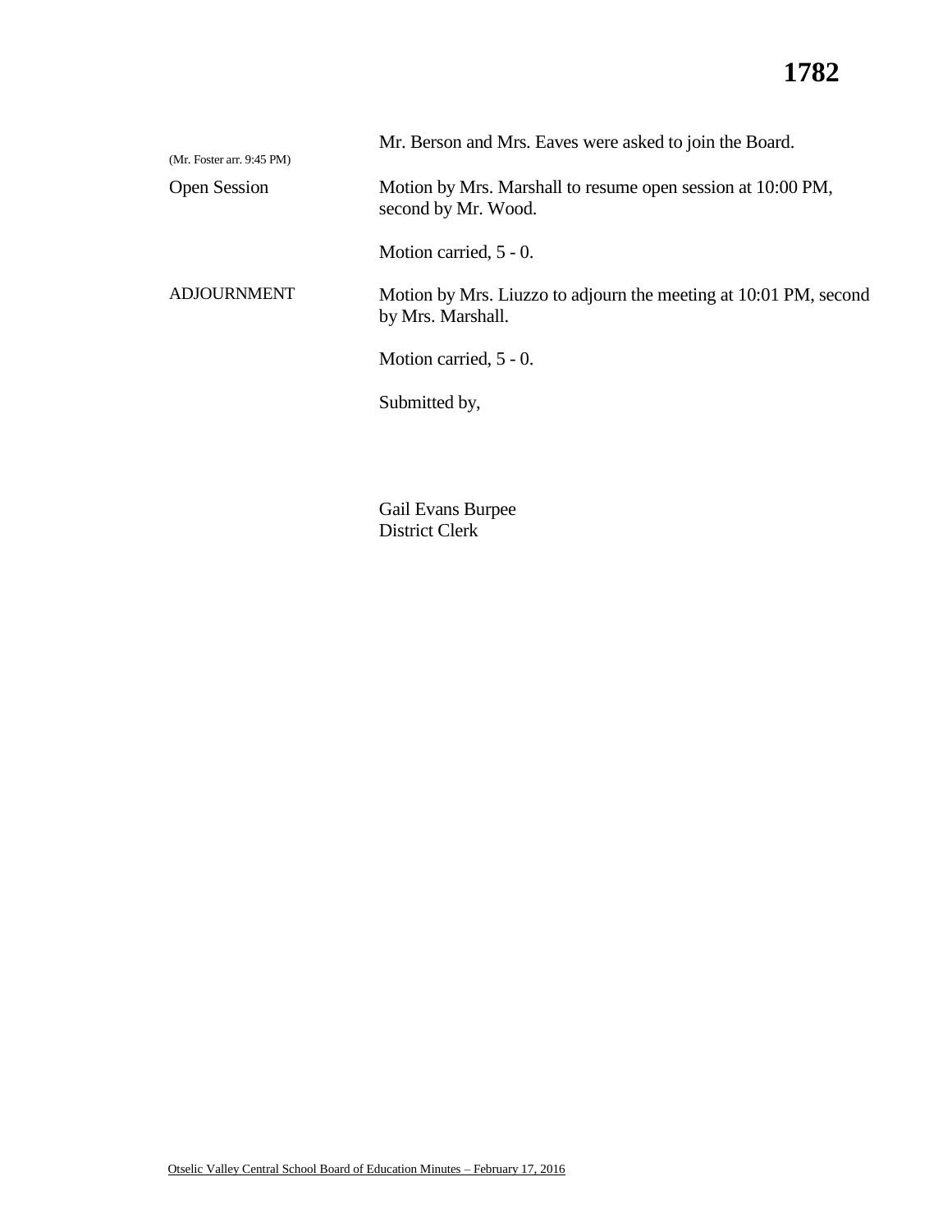(Mr. Foster arr. 9:45 PM)

Mr. Berson and Mrs. Eaves were asked to join the Board.

Open Session

Motion by Mrs. Marshall to resume open session at 10:00 PM, second by Mr. Wood.

Motion carried, 5 - 0.

ADJOURNMENT

Motion by Mrs. Liuzzo to adjourn the meeting at 10:01 PM, second by Mrs. Marshall.

Motion carried, 5 - 0.

Submitted by,

Gail Evans Burpee
District Clerk